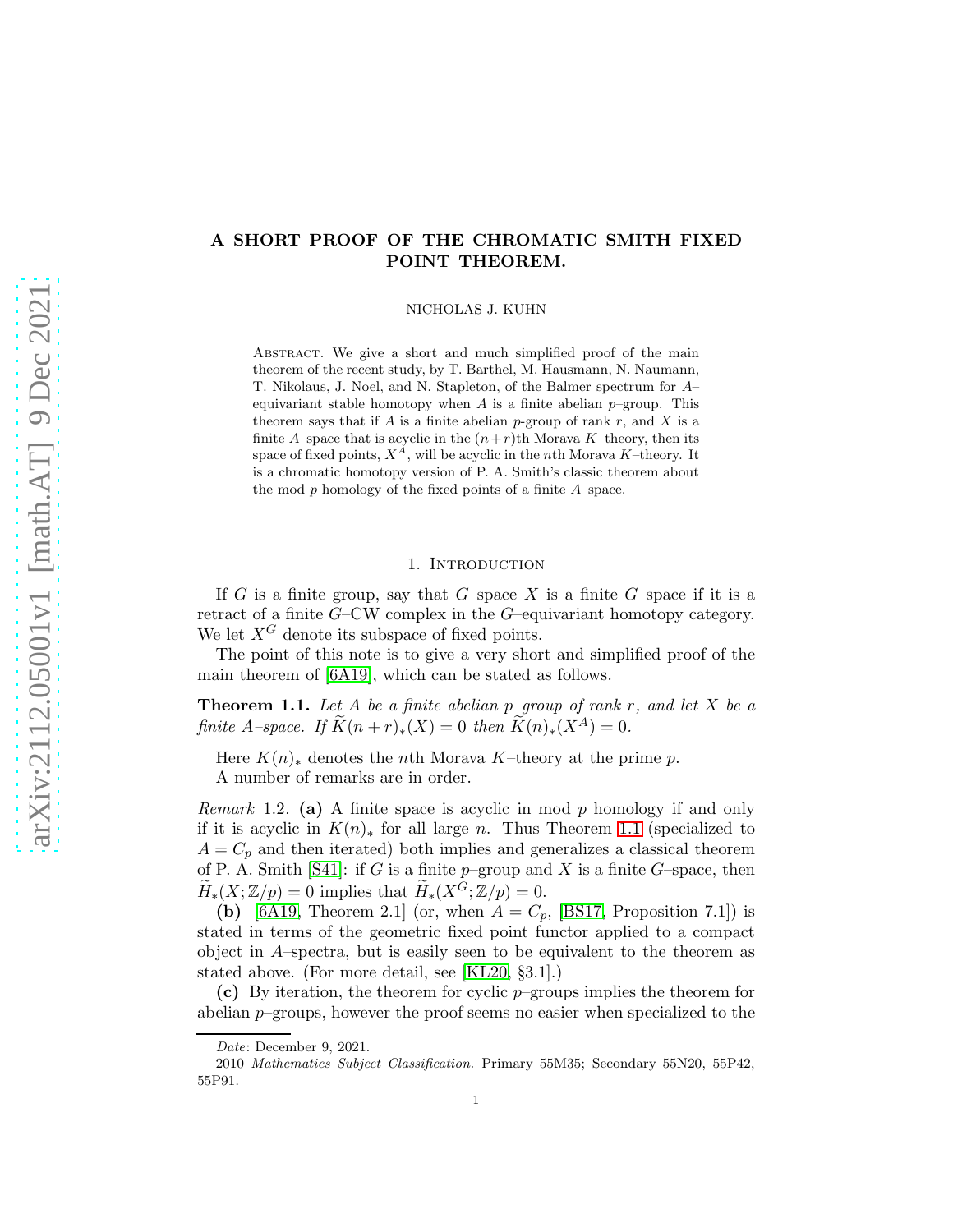# A SHORT PROOF OF THE CHROMATIC SMITH FIXED POINT THEOREM.

NICHOLAS J. KUHN

Abstract. We give a short and much simplified proof of the main theorem of the recent study, by T. Barthel, M. Hausmann, N. Naumann, T. Nikolaus, J. Noel, and N. Stapleton, of the Balmer spectrum for $A$–equivariant stable homotopy when $A$ is a finite abelian $p$–group. This theorem says that if $A$ is a finite abelian $p$-group of rank $r$, and $X$ is a finite $A$–space that is acyclic in the $(n+r)$th Morava $K$–theory, then its space of fixed points, $X^A$, will be acyclic in the $n$th Morava $K$–theory. It is a chromatic homotopy version of P. A. Smith's classic theorem about the mod $p$ homology of the fixed points of a finite $A$–space.

## 1. Introduction

If $G$ is a finite group, say that $G$–space $X$ is a finite $G$–space if it is a retract of a finite $G$–CW complex in the $G$–equivariant homotopy category. We let $X^G$ denote its subspace of fixed points.

The point of this note is to give a very short and simplified proof of the main theorem of [6A19], which can be stated as follows.

**Theorem 1.1.** *Let $A$ be a finite abelian $p$–group of rank $r$, and let $X$ be a finite $A$–space. If $\widetilde{K}(n+r)_*(X) = 0$ then $\widetilde{K}(n)_*(X^A) = 0$.*

Here $K(n)_*$ denotes the $n$th Morava $K$–theory at the prime $p$.

A number of remarks are in order.

*Remark* 1.2. **(a)** A finite space is acyclic in mod $p$ homology if and only if it is acyclic in $K(n)_*$ for all large $n$. Thus Theorem 1.1 (specialized to $A = C_p$ and then iterated) both implies and generalizes a classical theorem of P. A. Smith [S41]: if $G$ is a finite $p$–group and $X$ is a finite $G$–space, then $\widetilde{H}_*(X;\mathbb{Z}/p) = 0$ implies that $\widetilde{H}_*(X^G;\mathbb{Z}/p) = 0$.

**(b)** [6A19, Theorem 2.1] (or, when $A = C_p$, [BS17, Proposition 7.1]) is stated in terms of the geometric fixed point functor applied to a compact object in $A$–spectra, but is easily seen to be equivalent to the theorem as stated above. (For more detail, see [KL20, §3.1].)

**(c)** By iteration, the theorem for cyclic $p$–groups implies the theorem for abelian $p$–groups, however the proof seems no easier when specialized to the

---

*Date*: December 9, 2021.

2010 *Mathematics Subject Classification.* Primary 55M35; Secondary 55N20, 55P42, 55P91.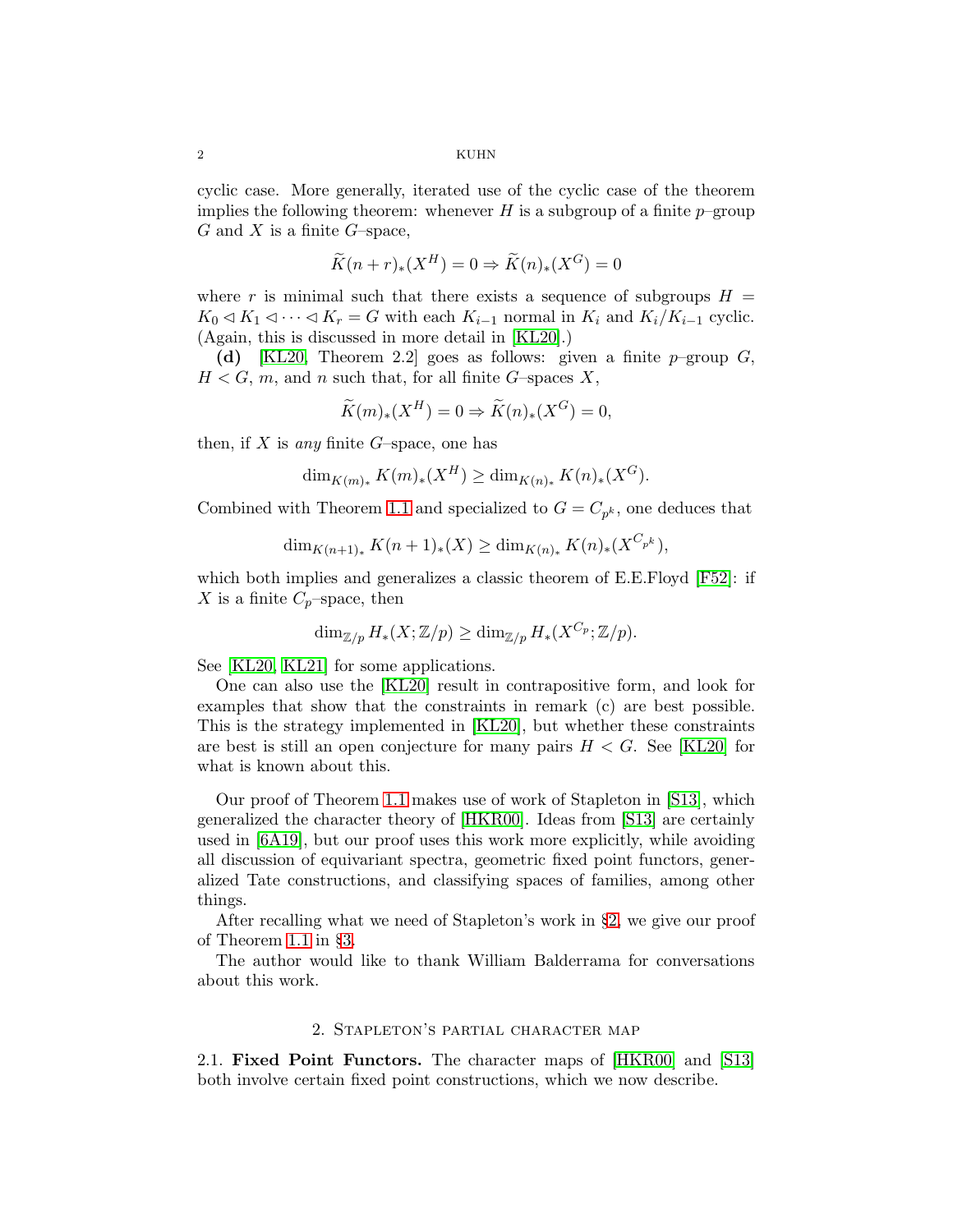cyclic case. More generally, iterated use of the cyclic case of the theorem implies the following theorem: whenever $H$ is a subgroup of a finite $p$–group $G$ and $X$ is a finite $G$–space,

$$\widetilde{K}(n+r)_*(X^H) = 0 \Rightarrow \widetilde{K}(n)_*(X^G) = 0$$

where $r$ is minimal such that there exists a sequence of subgroups $H = K_0 \lhd K_1 \lhd \cdots \lhd K_r = G$ with each $K_{i-1}$ normal in $K_i$ and $K_i/K_{i-1}$ cyclic. (Again, this is discussed in more detail in [KL20].)

**(d)** [KL20, Theorem 2.2] goes as follows: given a finite $p$–group $G$, $H < G$, $m$, and $n$ such that, for all finite $G$–spaces $X$,

$$\widetilde{K}(m)_*(X^H) = 0 \Rightarrow \widetilde{K}(n)_*(X^G) = 0,$$

then, if $X$ is *any* finite $G$–space, one has

$$\dim_{K(m)_*} K(m)_*(X^H) \geq \dim_{K(n)_*} K(n)_*(X^G).$$

Combined with Theorem 1.1 and specialized to $G = C_{p^k}$, one deduces that

$$\dim_{K(n+1)_*} K(n+1)_*(X) \geq \dim_{K(n)_*} K(n)_*(X^{C_{p^k}}),$$

which both implies and generalizes a classic theorem of E.E.Floyd [F52]: if $X$ is a finite $C_p$–space, then

$$\dim_{\mathbb{Z}/p} H_*(X;\mathbb{Z}/p) \geq \dim_{\mathbb{Z}/p} H_*(X^{C_p};\mathbb{Z}/p).$$

See [KL20, KL21] for some applications.

One can also use the [KL20] result in contrapositive form, and look for examples that show that the constraints in remark (c) are best possible. This is the strategy implemented in [KL20], but whether these constraints are best is still an open conjecture for many pairs $H < G$. See [KL20] for what is known about this.

Our proof of Theorem 1.1 makes use of work of Stapleton in [S13], which generalized the character theory of [HKR00]. Ideas from [S13] are certainly used in [6A19], but our proof uses this work more explicitly, while avoiding all discussion of equivariant spectra, geometric fixed point functors, generalized Tate constructions, and classifying spaces of families, among other things.

After recalling what we need of Stapleton's work in §2, we give our proof of Theorem 1.1 in §3.

The author would like to thank William Balderrama for conversations about this work.

## 2. Stapleton's partial character map

2.1. **Fixed Point Functors.** The character maps of [HKR00] and [S13] both involve certain fixed point constructions, which we now describe.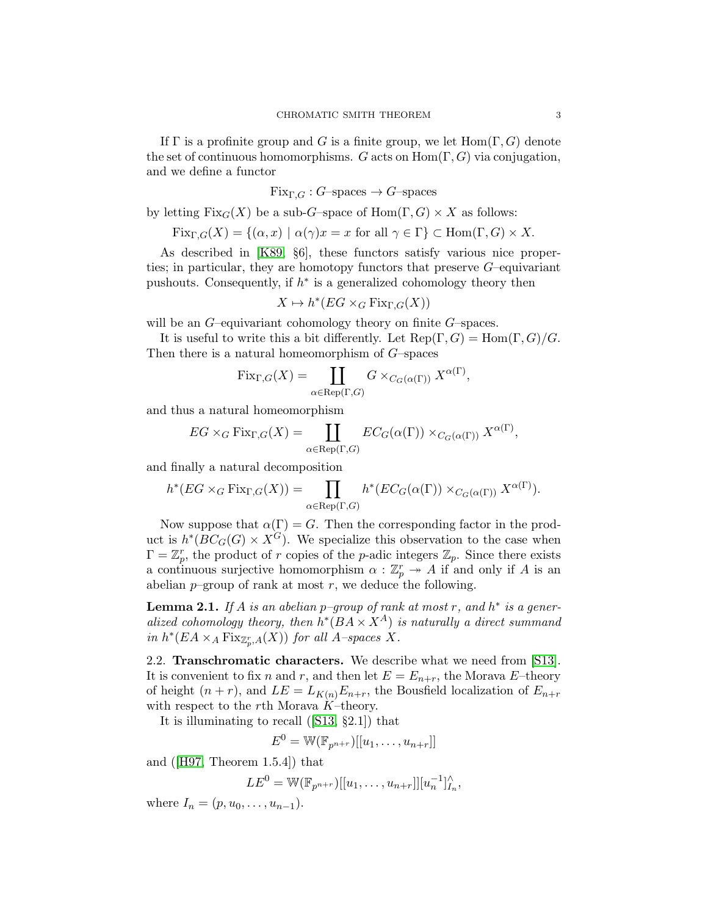If $\Gamma$ is a profinite group and $G$ is a finite group, we let $\mathrm{Hom}(\Gamma, G)$ denote the set of continuous homomorphisms. $G$ acts on $\mathrm{Hom}(\Gamma, G)$ via conjugation, and we define a functor

$$\mathrm{Fix}_{\Gamma,G} : G\text{–spaces} \to G\text{–spaces}$$

by letting $\mathrm{Fix}_G(X)$ be a sub-$G$–space of $\mathrm{Hom}(\Gamma, G) \times X$ as follows:

$$\mathrm{Fix}_{\Gamma,G}(X) = \{(\alpha, x) \mid \alpha(\gamma)x = x \text{ for all } \gamma \in \Gamma\} \subset \mathrm{Hom}(\Gamma, G) \times X.$$

As described in [K89, §6], these functors satisfy various nice properties; in particular, they are homotopy functors that preserve $G$–equivariant pushouts. Consequently, if $h^*$ is a generalized cohomology theory then

$$X \mapsto h^*(EG \times_G \mathrm{Fix}_{\Gamma,G}(X))$$

will be an $G$–equivariant cohomology theory on finite $G$–spaces.

It is useful to write this a bit differently. Let $\mathrm{Rep}(\Gamma, G) = \mathrm{Hom}(\Gamma, G)/G$. Then there is a natural homeomorphism of $G$–spaces

$$\mathrm{Fix}_{\Gamma,G}(X) = \coprod_{\alpha \in \mathrm{Rep}(\Gamma,G)} G \times_{C_G(\alpha(\Gamma))} X^{\alpha(\Gamma)},$$

and thus a natural homeomorphism

$$EG \times_G \mathrm{Fix}_{\Gamma,G}(X) = \coprod_{\alpha \in \mathrm{Rep}(\Gamma,G)} EC_G(\alpha(\Gamma)) \times_{C_G(\alpha(\Gamma))} X^{\alpha(\Gamma)},$$

and finally a natural decomposition

$$h^*(EG \times_G \mathrm{Fix}_{\Gamma,G}(X)) = \prod_{\alpha \in \mathrm{Rep}(\Gamma,G)} h^*(EC_G(\alpha(\Gamma)) \times_{C_G(\alpha(\Gamma))} X^{\alpha(\Gamma)}).$$

Now suppose that $\alpha(\Gamma) = G$. Then the corresponding factor in the product is $h^*(BC_G(G) \times X^G)$. We specialize this observation to the case when $\Gamma = \mathbb{Z}_p^r$, the product of $r$ copies of the $p$-adic integers $\mathbb{Z}_p$. Since there exists a continuous surjective homomorphism $\alpha : \mathbb{Z}_p^r \twoheadrightarrow A$ if and only if $A$ is an abelian $p$–group of rank at most $r$, we deduce the following.

**Lemma 2.1.** *If $A$ is an abelian $p$–group of rank at most $r$, and $h^*$ is a generalized cohomology theory, then $h^*(BA \times X^A)$ is naturally a direct summand in $h^*(EA \times_A \mathrm{Fix}_{\mathbb{Z}_p^r,A}(X))$ for all $A$–spaces $X$.*

2.2. **Transchromatic characters.** We describe what we need from [S13]. It is convenient to fix $n$ and $r$, and then let $E = E_{n+r}$, the Morava $E$–theory of height $(n + r)$, and $LE = L_{K(n)}E_{n+r}$, the Bousfield localization of $E_{n+r}$ with respect to the $r$th Morava $K$–theory.

It is illuminating to recall ([S13, §2.1]) that

$$E^0 = \mathbb{W}(\mathbb{F}_{p^{n+r}})[[u_1, \dots, u_{n+r}]]$$

and ([H97, Theorem 1.5.4]) that

$$LE^0 = \mathbb{W}(\mathbb{F}_{p^{n+r}})[[u_1, \dots, u_{n+r}]][u_n^{-1}]^{\wedge}_{I_n},$$

where $I_n = (p, u_0, \dots, u_{n-1})$.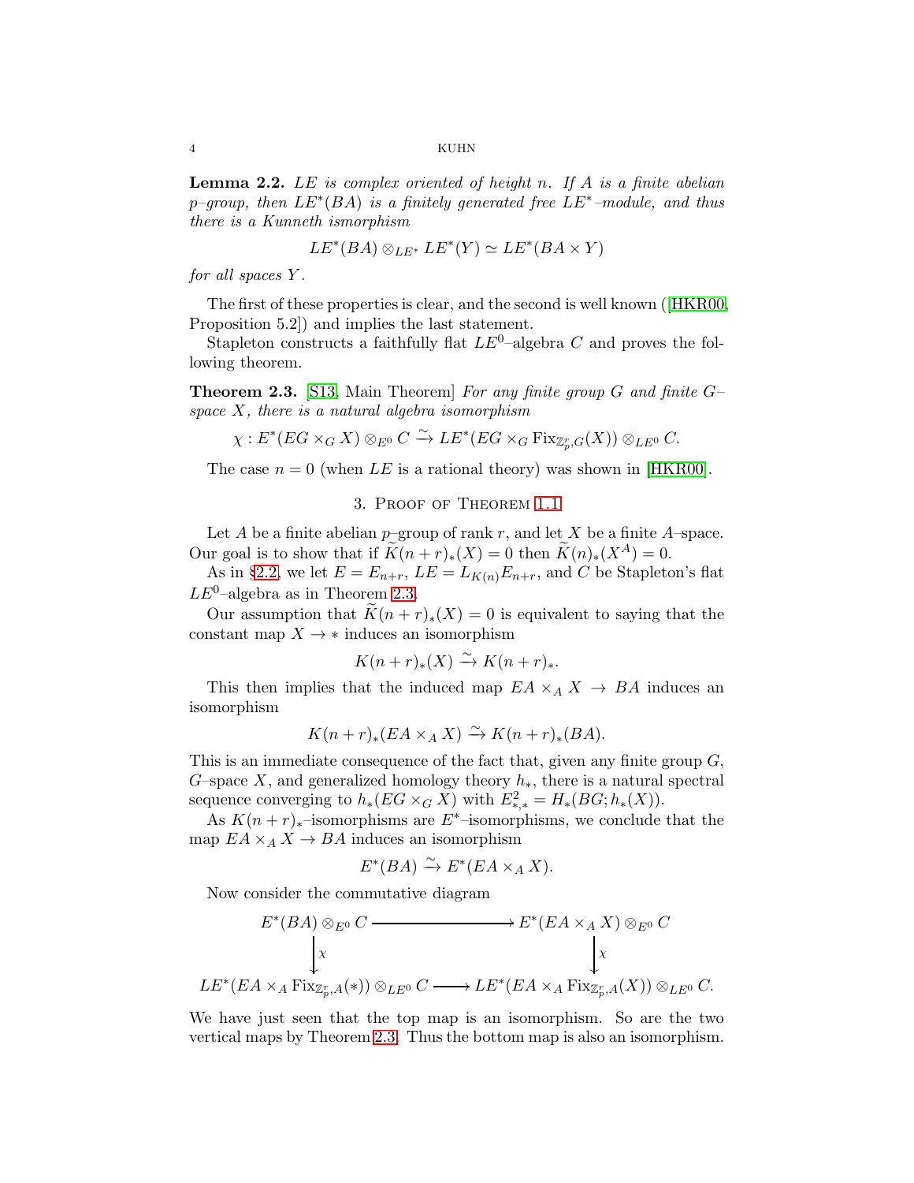**Lemma 2.2.** *$LE$ is complex oriented of height $n$. If $A$ is a finite abelian $p$–group, then $LE^*(BA)$ is a finitely generated free $LE^*$–module, and thus there is a Kunneth ismorphism*

$$LE^*(BA) \otimes_{LE^*} LE^*(Y) \simeq LE^*(BA \times Y)$$

*for all spaces $Y$.*

The first of these properties is clear, and the second is well known ([HKR00, Proposition 5.2]) and implies the last statement.

Stapleton constructs a faithfully flat $LE^0$–algebra $C$ and proves the following theorem.

**Theorem 2.3.** [S13, Main Theorem] *For any finite group $G$ and finite $G$–space $X$, there is a natural algebra isomorphism*

$$\chi : E^*(EG \times_G X) \otimes_{E^0} C \xrightarrow{\sim} LE^*(EG \times_G \mathrm{Fix}_{\mathbb{Z}_p^r, G}(X)) \otimes_{LE^0} C.$$

The case $n = 0$ (when $LE$ is a rational theory) was shown in [HKR00].

## 3. Proof of Theorem 1.1

Let $A$ be a finite abelian $p$–group of rank $r$, and let $X$ be a finite $A$–space. Our goal is to show that if $\widetilde{K}(n+r)_*(X) = 0$ then $\widetilde{K}(n)_*(X^A) = 0$.

As in §2.2, we let $E = E_{n+r}$, $LE = L_{K(n)}E_{n+r}$, and $C$ be Stapleton's flat $LE^0$–algebra as in Theorem 2.3.

Our assumption that $\widetilde{K}(n+r)_*(X) = 0$ is equivalent to saying that the constant map $X \to *$ induces an isomorphism

$$K(n+r)_*(X) \xrightarrow{\sim} K(n+r)_*.$$

This then implies that the induced map $EA \times_A X \to BA$ induces an isomorphism

$$K(n+r)_*(EA \times_A X) \xrightarrow{\sim} K(n+r)_*(BA).$$

This is an immediate consequence of the fact that, given any finite group $G$, $G$–space $X$, and generalized homology theory $h_*$, there is a natural spectral sequence converging to $h_*(EG \times_G X)$ with $E^2_{*,*} = H_*(BG; h_*(X))$.

As $K(n+r)_*$–isomorphisms are $E^*$–isomorphisms, we conclude that the map $EA \times_A X \to BA$ induces an isomorphism

$$E^*(BA) \xrightarrow{\sim} E^*(EA \times_A X).$$

Now consider the commutative diagram

$$\begin{array}{ccc}
E^*(BA) \otimes_{E^0} C & \longrightarrow & E^*(EA \times_A X) \otimes_{E^0} C \\
\downarrow \chi & & \downarrow \chi \\
LE^*(EA \times_A \mathrm{Fix}_{\mathbb{Z}_p^r, A}(*)) \otimes_{LE^0} C & \longrightarrow & LE^*(EA \times_A \mathrm{Fix}_{\mathbb{Z}_p^r, A}(X)) \otimes_{LE^0} C.
\end{array}$$

We have just seen that the top map is an isomorphism. So are the two vertical maps by Theorem 2.3. Thus the bottom map is also an isomorphism.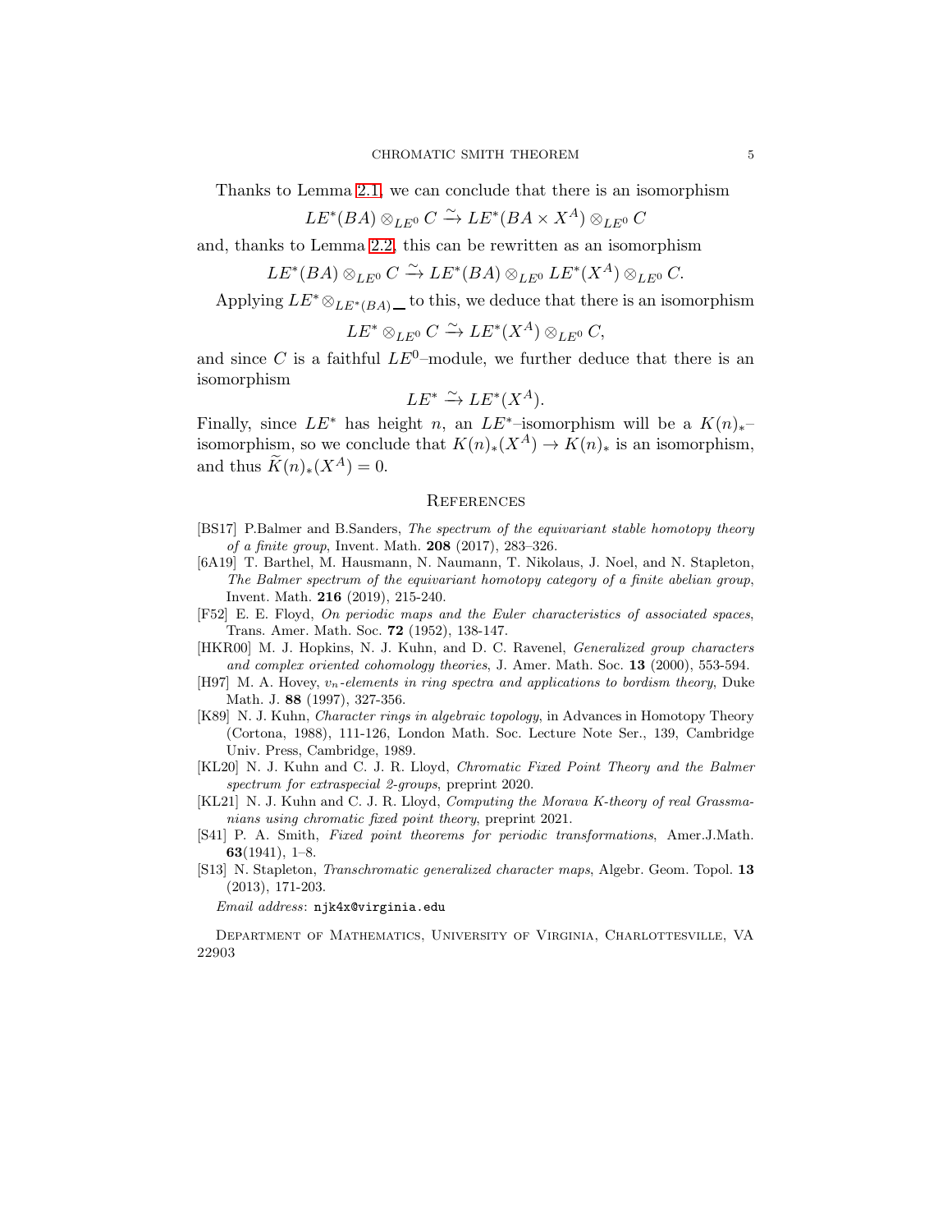Thanks to Lemma 2.1, we can conclude that there is an isomorphism

$$LE^*(BA) \otimes_{LE^0} C \xrightarrow{\sim} LE^*(BA \times X^A) \otimes_{LE^0} C$$

and, thanks to Lemma 2.2, this can be rewritten as an isomorphism

$$LE^*(BA) \otimes_{LE^0} C \xrightarrow{\sim} LE^*(BA) \otimes_{LE^0} LE^*(X^A) \otimes_{LE^0} C.$$

Applying $LE^* \otimes_{LE^*(BA)} \_$ to this, we deduce that there is an isomorphism

$$LE^* \otimes_{LE^0} C \xrightarrow{\sim} LE^*(X^A) \otimes_{LE^0} C,$$

and since $C$ is a faithful $LE^0$–module, we further deduce that there is an isomorphism

$$LE^* \xrightarrow{\sim} LE^*(X^A).$$

Finally, since $LE^*$ has height $n$, an $LE^*$–isomorphism will be a $K(n)_*$–isomorphism, so we conclude that $K(n)_*(X^A) \to K(n)_*$ is an isomorphism, and thus $\widetilde{K}(n)_*(X^A) = 0$.

## References

[BS17] P.Balmer and B.Sanders, *The spectrum of the equivariant stable homotopy theory of a finite group*, Invent. Math. **208** (2017), 283–326.

[6A19] T. Barthel, M. Hausmann, N. Naumann, T. Nikolaus, J. Noel, and N. Stapleton, *The Balmer spectrum of the equivariant homotopy category of a finite abelian group*, Invent. Math. **216** (2019), 215-240.

[F52] E. E. Floyd, *On periodic maps and the Euler characteristics of associated spaces*, Trans. Amer. Math. Soc. **72** (1952), 138-147.

[HKR00] M. J. Hopkins, N. J. Kuhn, and D. C. Ravenel, *Generalized group characters and complex oriented cohomology theories*, J. Amer. Math. Soc. **13** (2000), 553-594.

[H97] M. A. Hovey, *$v_n$-elements in ring spectra and applications to bordism theory*, Duke Math. J. **88** (1997), 327-356.

[K89] N. J. Kuhn, *Character rings in algebraic topology*, in Advances in Homotopy Theory (Cortona, 1988), 111-126, London Math. Soc. Lecture Note Ser., 139, Cambridge Univ. Press, Cambridge, 1989.

[KL20] N. J. Kuhn and C. J. R. Lloyd, *Chromatic Fixed Point Theory and the Balmer spectrum for extraspecial 2-groups*, preprint 2020.

[KL21] N. J. Kuhn and C. J. R. Lloyd, *Computing the Morava K-theory of real Grassmanians using chromatic fixed point theory*, preprint 2021.

[S41] P. A. Smith, *Fixed point theorems for periodic transformations*, Amer.J.Math. **63**(1941), 1–8.

[S13] N. Stapleton, *Transchromatic generalized character maps*, Algebr. Geom. Topol. **13** (2013), 171-203.

*Email address*: `njk4x@virginia.edu`

Department of Mathematics, University of Virginia, Charlottesville, VA 22903